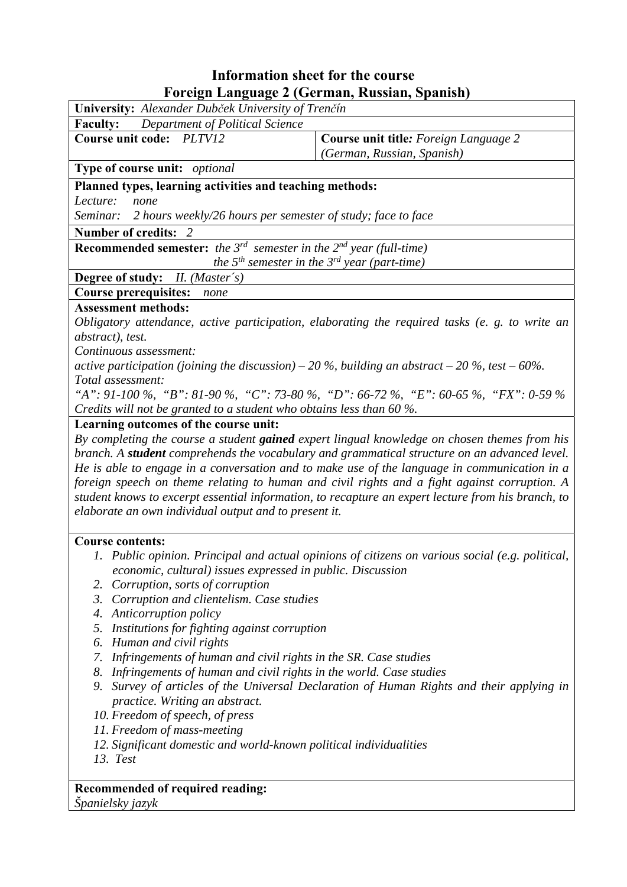# Information sheet for the course
# Foreign Language 2 (German, Russian, Spanish)

**University:** *Alexander Dubček University of Trenčín*

**Faculty:** *Department of Political Science*

| **Course unit code:** *PLTV12* | **Course unit title:** *Foreign Language 2 (German, Russian, Spanish)* |
|---|---|

**Type of course unit:** *optional*

**Planned types, learning activities and teaching methods:**
*Lecture: none*
*Seminar: 2 hours weekly/26 hours per semester of study; face to face*

**Number of credits:** *2*

**Recommended semester:** *the 3rd semester in the 2nd year (full-time)*
*the 5th semester in the 3rd year (part-time)*

**Degree of study:** *II. (Master´s)*

**Course prerequisites:** *none*

**Assessment methods:**
*Obligatory attendance, active participation, elaborating the required tasks (e. g. to write an abstract), test.*
*Continuous assessment:*
*active participation (joining the discussion) – 20 %, building an abstract – 20 %, test – 60%.*
*Total assessment:*
*"A": 91-100 %, "B": 81-90 %, "C": 73-80 %, "D": 66-72 %, "E": 60-65 %, "FX": 0-59 %*
*Credits will not be granted to a student who obtains less than 60 %.*

**Learning outcomes of the course unit:**
*By completing the course a student* ***gained*** *expert lingual knowledge on chosen themes from his branch. A* ***student*** *comprehends the vocabulary and grammatical structure on an advanced level. He is able to engage in a conversation and to make use of the language in communication in a foreign speech on theme relating to human and civil rights and a fight against corruption. A student knows to excerpt essential information, to recapture an expert lecture from his branch, to elaborate an own individual output and to present it.*

**Course contents:**

1. *Public opinion. Principal and actual opinions of citizens on various social (e.g. political, economic, cultural) issues expressed in public. Discussion*
2. *Corruption, sorts of corruption*
3. *Corruption and clientelism. Case studies*
4. *Anticorruption policy*
5. *Institutions for fighting against corruption*
6. *Human and civil rights*
7. *Infringements of human and civil rights in the SR. Case studies*
8. *Infringements of human and civil rights in the world. Case studies*
9. *Survey of articles of the Universal Declaration of Human Rights and their applying in practice. Writing an abstract.*
10. *Freedom of speech, of press*
11. *Freedom of mass-meeting*
12. *Significant domestic and world-known political individualities*
13. *Test*

**Recommended of required reading:**
*Španielsky jazyk*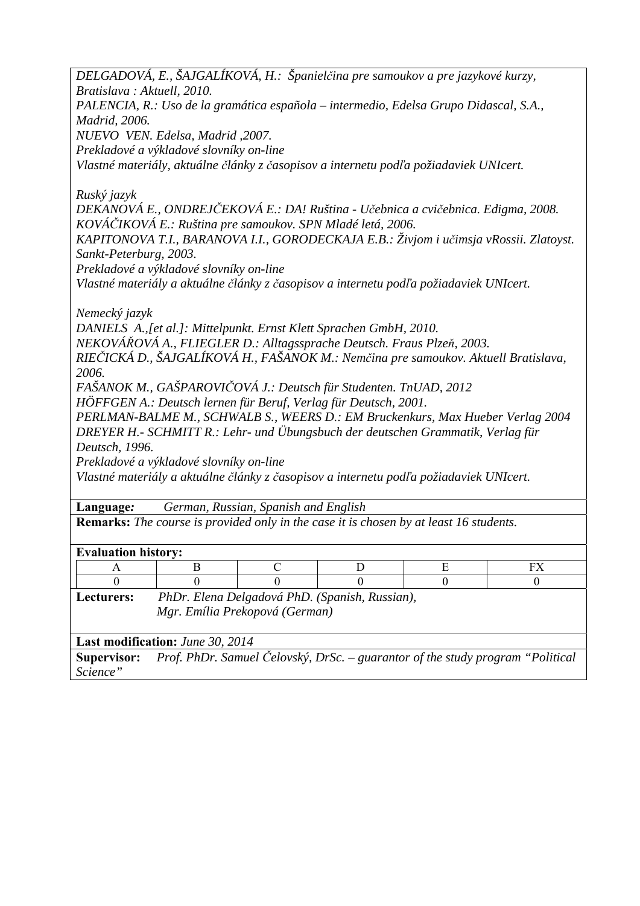*DELGADOVÁ, E., ŠAJGALÍKOVÁ, H.: Španielčina pre samoukov a pre jazykové kurzy, Bratislava : Aktuell, 2010.*
*PALENCIA, R.: Uso de la gramática española – intermedio, Edelsa Grupo Didascal, S.A., Madrid, 2006.*
*NUEVO VEN. Edelsa, Madrid ,2007.*
*Prekladové a výkladové slovníky on-line*
*Vlastné materiály, aktuálne články z časopisov a internetu podľa požiadaviek UNIcert.*

*Ruský jazyk*
*DEKANOVÁ E., ONDREJČEKOVÁ E.: DA! Ruština - Učebnica a cvičebnica. Edigma, 2008.*
*KOVÁČIKOVÁ E.: Ruština pre samoukov. SPN Mladé letá, 2006.*
*KAPITONOVA T.I., BARANOVA I.I., GORODECKAJA E.B.: Živjom i učimsja vRossii. Zlatoyst. Sankt-Peterburg, 2003.*
*Prekladové a výkladové slovníky on-line*
*Vlastné materiály a aktuálne články z časopisov a internetu podľa požiadaviek UNIcert.*

*Nemecký jazyk*
*DANIELS A.,[et al.]: Mittelpunkt. Ernst Klett Sprachen GmbH, 2010.*
*NEKOVÁŘOVÁ A., FLIEGLER D.: Alltagssprache Deutsch. Fraus Plzeň, 2003.*
*RIEČICKÁ D., ŠAJGALÍKOVÁ H., FAŠANOK M.: Nemčina pre samoukov. Aktuell Bratislava, 2006.*
*FAŠANOK M., GAŠPAROVIČOVÁ J.: Deutsch für Studenten. TnUAD, 2012*
*HÖFFGEN A.: Deutsch lernen für Beruf, Verlag für Deutsch, 2001.*
*PERLMAN-BALME M., SCHWALB S., WEERS D.: EM Bruckenkurs, Max Hueber Verlag 2004*
*DREYER H.- SCHMITT R.: Lehr- und Übungsbuch der deutschen Grammatik, Verlag für Deutsch, 1996.*
*Prekladové a výkladové slovníky on-line*
*Vlastné materiály a aktuálne články z časopisov a internetu podľa požiadaviek UNIcert.*

**Language:** *German, Russian, Spanish and English*

**Remarks:** *The course is provided only in the case it is chosen by at least 16 students.*

**Evaluation history:**

| A | B | C | D | E | FX |
|---|---|---|---|---|---|
| 0 | 0 | 0 | 0 | 0 | 0 |

**Lecturers:** *PhDr. Elena Delgadová PhD. (Spanish, Russian),*
*Mgr. Emília Prekopová (German)*

**Last modification:** *June 30, 2014*

**Supervisor:** *Prof. PhDr. Samuel Čelovský, DrSc. – guarantor of the study program "Political Science"*